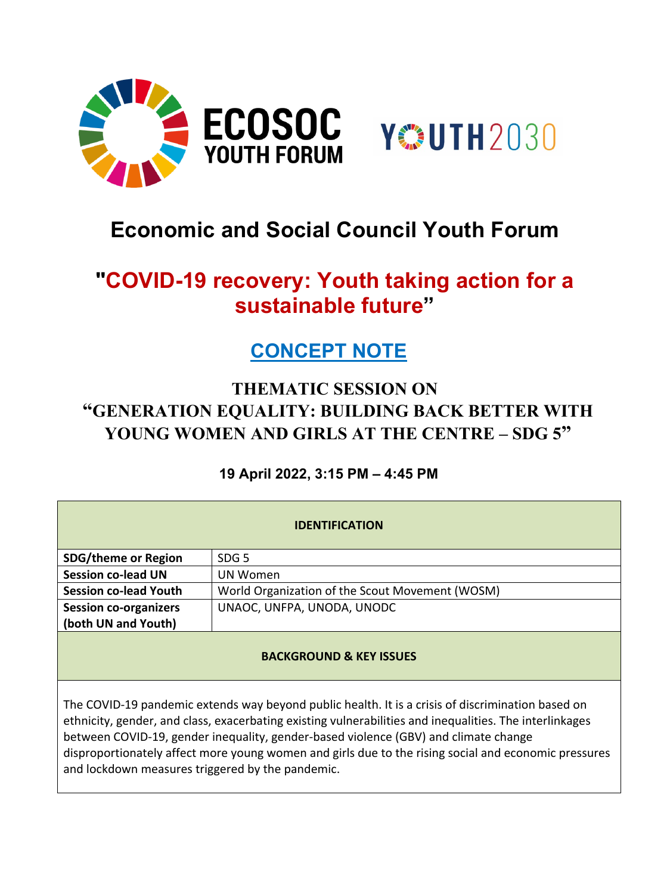# Economic and Social Council Youth Forum

## "COVID-19 recovery: Youth taking action for a sustainable future"

## CONCEPT NOTE

### THEMATIC SESSION ON "GENERATION EQUALITY: BUILDING BACK BETTER WITH YOUNG WOMEN AND GIRLS AT THE CENTRE – SDG 5"

**19 April 2022, 3:15 PM – 4:45 PM**

| **IDENTIFICATION** | |
|---|---|
| **SDG/theme or Region** | SDG 5 |
| **Session co-lead UN** | UN Women |
| **Session co-lead Youth** | World Organization of the Scout Movement (WOSM) |
| **Session co-organizers (both UN and Youth)** | UNAOC, UNFPA, UNODA, UNODC |

| **BACKGROUND & KEY ISSUES** |
|---|
| The COVID-19 pandemic extends way beyond public health. It is a crisis of discrimination based on ethnicity, gender, and class, exacerbating existing vulnerabilities and inequalities. The interlinkages between COVID-19, gender inequality, gender-based violence (GBV) and climate change disproportionately affect more young women and girls due to the rising social and economic pressures and lockdown measures triggered by the pandemic. |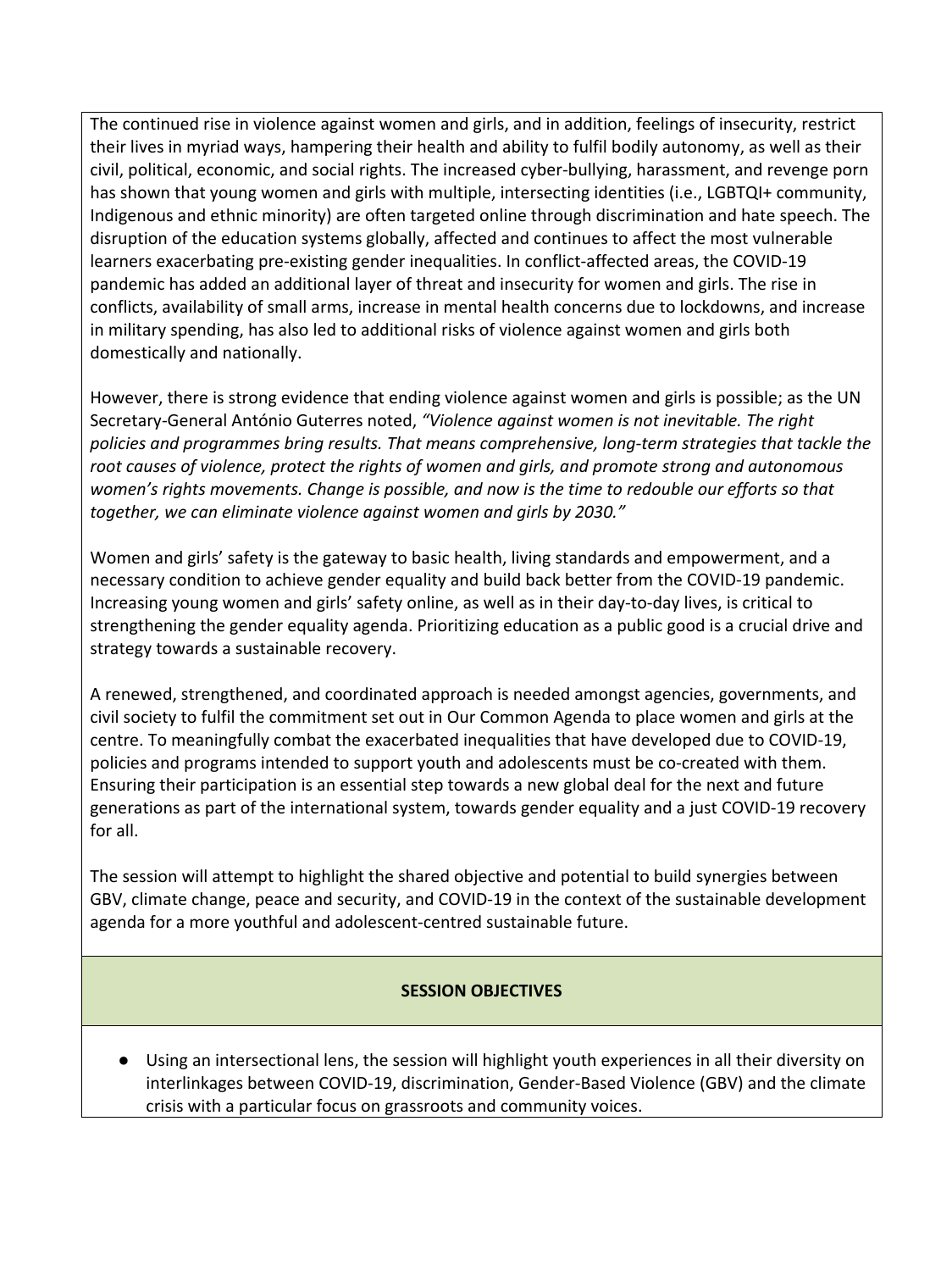The continued rise in violence against women and girls, and in addition, feelings of insecurity, restrict their lives in myriad ways, hampering their health and ability to fulfil bodily autonomy, as well as their civil, political, economic, and social rights. The increased cyber-bullying, harassment, and revenge porn has shown that young women and girls with multiple, intersecting identities (i.e., LGBTQI+ community, Indigenous and ethnic minority) are often targeted online through discrimination and hate speech. The disruption of the education systems globally, affected and continues to affect the most vulnerable learners exacerbating pre-existing gender inequalities. In conflict-affected areas, the COVID-19 pandemic has added an additional layer of threat and insecurity for women and girls. The rise in conflicts, availability of small arms, increase in mental health concerns due to lockdowns, and increase in military spending, has also led to additional risks of violence against women and girls both domestically and nationally.

However, there is strong evidence that ending violence against women and girls is possible; as the UN Secretary-General António Guterres noted, *"Violence against women is not inevitable. The right policies and programmes bring results. That means comprehensive, long-term strategies that tackle the root causes of violence, protect the rights of women and girls, and promote strong and autonomous women's rights movements. Change is possible, and now is the time to redouble our efforts so that together, we can eliminate violence against women and girls by 2030."*

Women and girls' safety is the gateway to basic health, living standards and empowerment, and a necessary condition to achieve gender equality and build back better from the COVID-19 pandemic. Increasing young women and girls' safety online, as well as in their day-to-day lives, is critical to strengthening the gender equality agenda. Prioritizing education as a public good is a crucial drive and strategy towards a sustainable recovery.

A renewed, strengthened, and coordinated approach is needed amongst agencies, governments, and civil society to fulfil the commitment set out in Our Common Agenda to place women and girls at the centre. To meaningfully combat the exacerbated inequalities that have developed due to COVID-19, policies and programs intended to support youth and adolescents must be co-created with them. Ensuring their participation is an essential step towards a new global deal for the next and future generations as part of the international system, towards gender equality and a just COVID-19 recovery for all.

The session will attempt to highlight the shared objective and potential to build synergies between GBV, climate change, peace and security, and COVID-19 in the context of the sustainable development agenda for a more youthful and adolescent-centred sustainable future.

## SESSION OBJECTIVES

- Using an intersectional lens, the session will highlight youth experiences in all their diversity on interlinkages between COVID-19, discrimination, Gender-Based Violence (GBV) and the climate crisis with a particular focus on grassroots and community voices.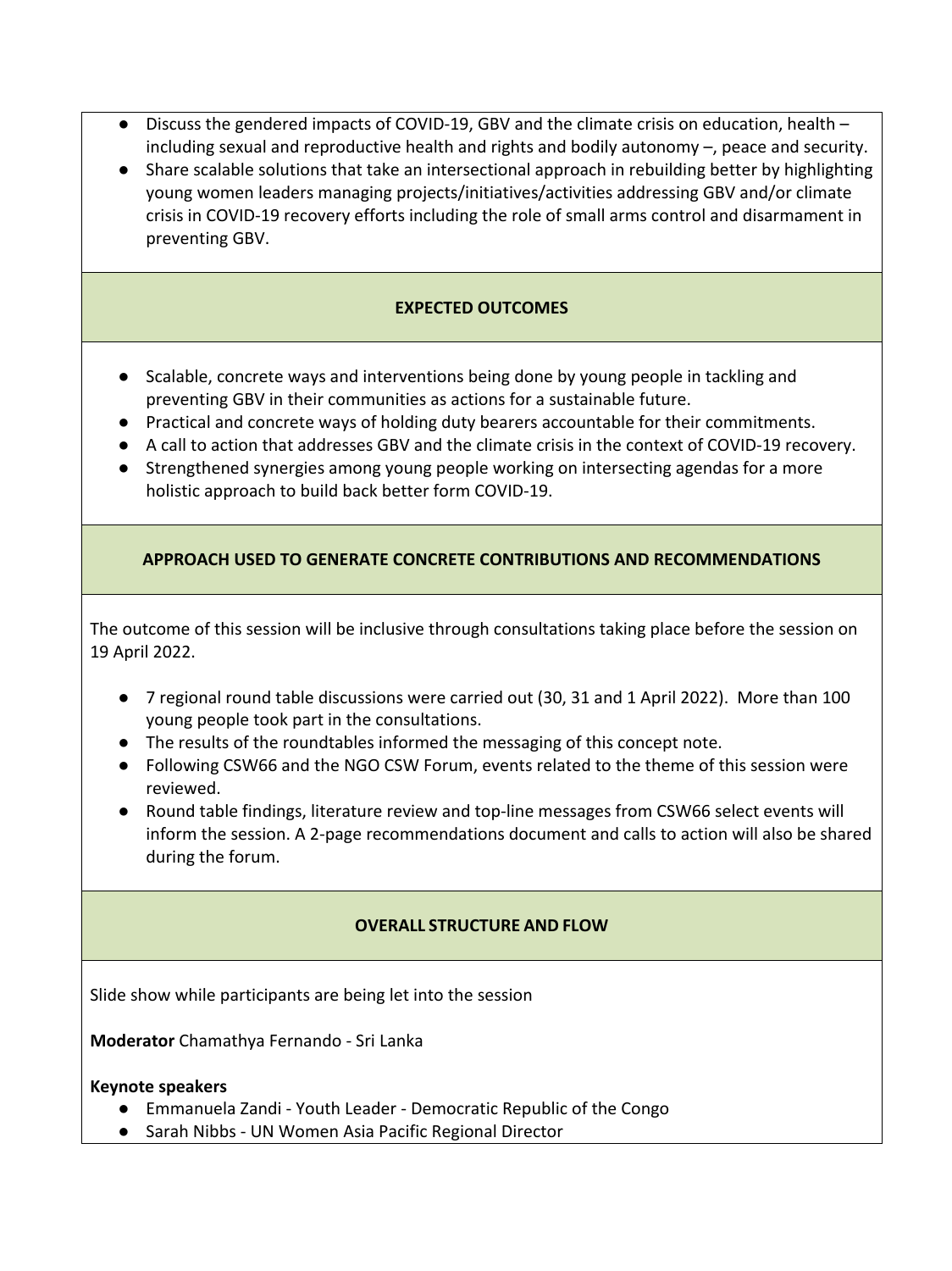- Discuss the gendered impacts of COVID-19, GBV and the climate crisis on education, health – including sexual and reproductive health and rights and bodily autonomy –, peace and security.
- Share scalable solutions that take an intersectional approach in rebuilding better by highlighting young women leaders managing projects/initiatives/activities addressing GBV and/or climate crisis in COVID-19 recovery efforts including the role of small arms control and disarmament in preventing GBV.

## EXPECTED OUTCOMES

- Scalable, concrete ways and interventions being done by young people in tackling and preventing GBV in their communities as actions for a sustainable future.
- Practical and concrete ways of holding duty bearers accountable for their commitments.
- A call to action that addresses GBV and the climate crisis in the context of COVID-19 recovery.
- Strengthened synergies among young people working on intersecting agendas for a more holistic approach to build back better form COVID-19.

## APPROACH USED TO GENERATE CONCRETE CONTRIBUTIONS AND RECOMMENDATIONS

The outcome of this session will be inclusive through consultations taking place before the session on 19 April 2022.

- 7 regional round table discussions were carried out (30, 31 and 1 April 2022). More than 100 young people took part in the consultations.
- The results of the roundtables informed the messaging of this concept note.
- Following CSW66 and the NGO CSW Forum, events related to the theme of this session were reviewed.
- Round table findings, literature review and top-line messages from CSW66 select events will inform the session. A 2-page recommendations document and calls to action will also be shared during the forum.

## OVERALL STRUCTURE AND FLOW

Slide show while participants are being let into the session

**Moderator** Chamathya Fernando - Sri Lanka

**Keynote speakers**

- Emmanuela Zandi - Youth Leader - Democratic Republic of the Congo
- Sarah Nibbs - UN Women Asia Pacific Regional Director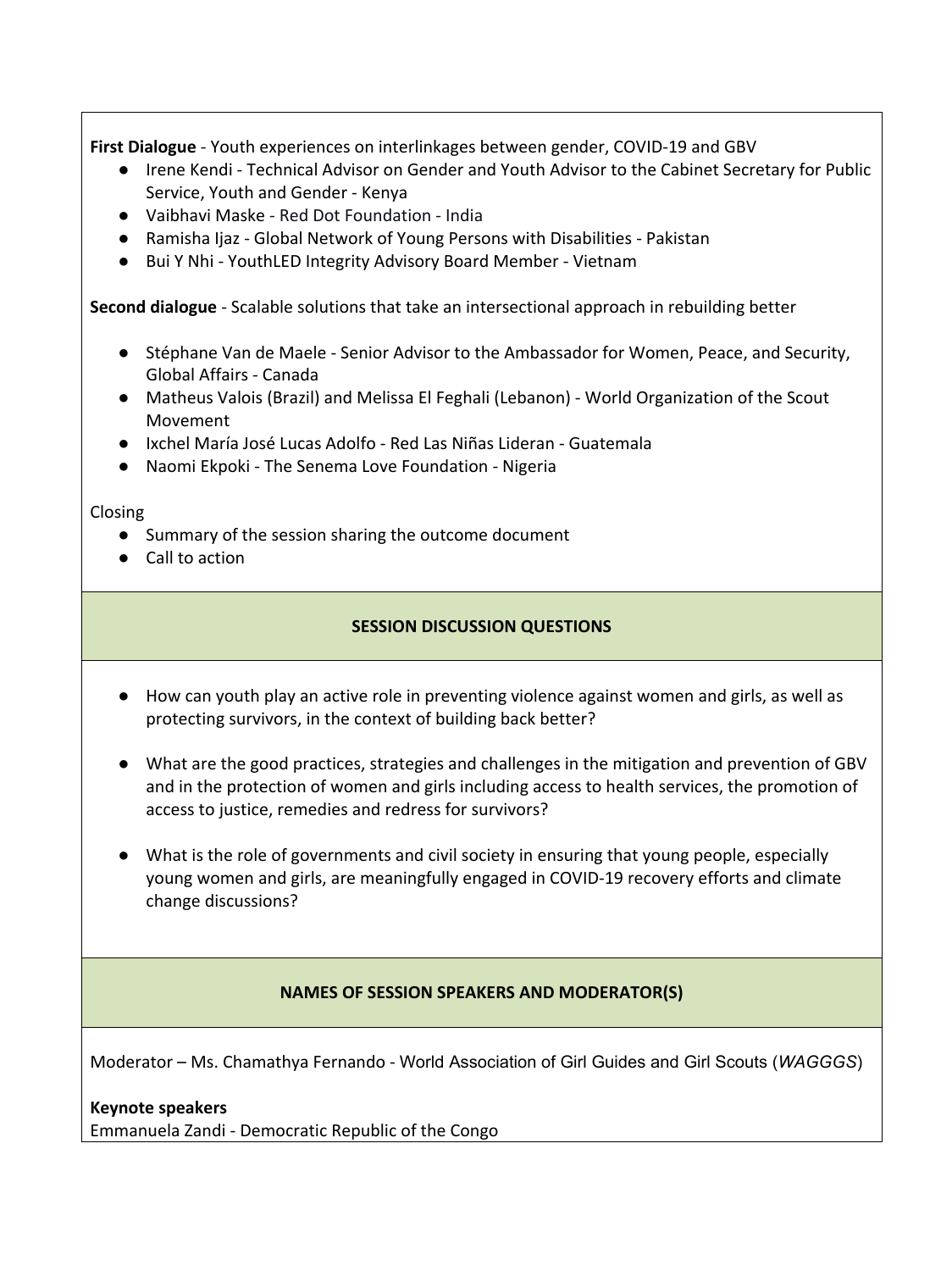**First Dialogue** - Youth experiences on interlinkages between gender, COVID-19 and GBV

- Irene Kendi - Technical Advisor on Gender and Youth Advisor to the Cabinet Secretary for Public Service, Youth and Gender - Kenya
- Vaibhavi Maske - Red Dot Foundation - India
- Ramisha Ijaz - Global Network of Young Persons with Disabilities - Pakistan
- Bui Y Nhi - YouthLED Integrity Advisory Board Member - Vietnam

**Second dialogue** - Scalable solutions that take an intersectional approach in rebuilding better

- Stéphane Van de Maele - Senior Advisor to the Ambassador for Women, Peace, and Security, Global Affairs - Canada
- Matheus Valois (Brazil) and Melissa El Feghali (Lebanon) - World Organization of the Scout Movement
- Ixchel María José Lucas Adolfo - Red Las Niñas Lideran - Guatemala
- Naomi Ekpoki - The Senema Love Foundation - Nigeria

Closing

- Summary of the session sharing the outcome document
- Call to action

## SESSION DISCUSSION QUESTIONS

- How can youth play an active role in preventing violence against women and girls, as well as protecting survivors, in the context of building back better?
- What are the good practices, strategies and challenges in the mitigation and prevention of GBV and in the protection of women and girls including access to health services, the promotion of access to justice, remedies and redress for survivors?
- What is the role of governments and civil society in ensuring that young people, especially young women and girls, are meaningfully engaged in COVID-19 recovery efforts and climate change discussions?

## NAMES OF SESSION SPEAKERS AND MODERATOR(S)

Moderator – Ms. Chamathya Fernando - World Association of Girl Guides and Girl Scouts (*WAGGGS*)

**Keynote speakers**

Emmanuela Zandi - Democratic Republic of the Congo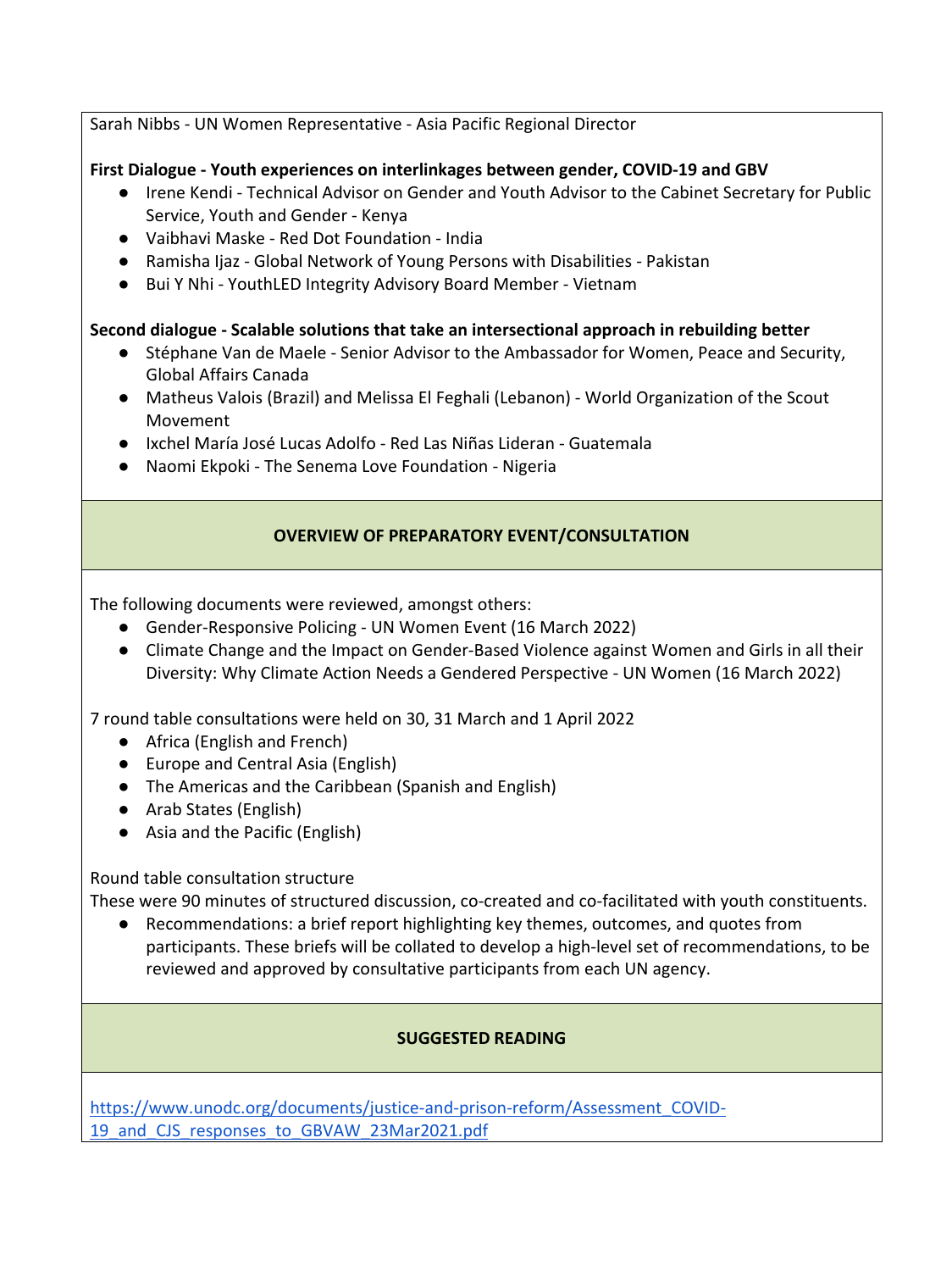Sarah Nibbs - UN Women Representative - Asia Pacific Regional Director

**First Dialogue - Youth experiences on interlinkages between gender, COVID-19 and GBV**

- Irene Kendi - Technical Advisor on Gender and Youth Advisor to the Cabinet Secretary for Public Service, Youth and Gender - Kenya
- Vaibhavi Maske - Red Dot Foundation - India
- Ramisha Ijaz - Global Network of Young Persons with Disabilities - Pakistan
- Bui Y Nhi - YouthLED Integrity Advisory Board Member - Vietnam

**Second dialogue - Scalable solutions that take an intersectional approach in rebuilding better**

- Stéphane Van de Maele - Senior Advisor to the Ambassador for Women, Peace and Security, Global Affairs Canada
- Matheus Valois (Brazil) and Melissa El Feghali (Lebanon) - World Organization of the Scout Movement
- Ixchel María José Lucas Adolfo - Red Las Niñas Lideran - Guatemala
- Naomi Ekpoki - The Senema Love Foundation - Nigeria

## OVERVIEW OF PREPARATORY EVENT/CONSULTATION

The following documents were reviewed, amongst others:

- Gender-Responsive Policing - UN Women Event (16 March 2022)
- Climate Change and the Impact on Gender-Based Violence against Women and Girls in all their Diversity: Why Climate Action Needs a Gendered Perspective - UN Women (16 March 2022)

7 round table consultations were held on 30, 31 March and 1 April 2022

- Africa (English and French)
- Europe and Central Asia (English)
- The Americas and the Caribbean (Spanish and English)
- Arab States (English)
- Asia and the Pacific (English)

Round table consultation structure

These were 90 minutes of structured discussion, co-created and co-facilitated with youth constituents.

- Recommendations: a brief report highlighting key themes, outcomes, and quotes from participants. These briefs will be collated to develop a high-level set of recommendations, to be reviewed and approved by consultative participants from each UN agency.

## SUGGESTED READING

https://www.unodc.org/documents/justice-and-prison-reform/Assessment_COVID-19_and_CJS_responses_to_GBVAW_23Mar2021.pdf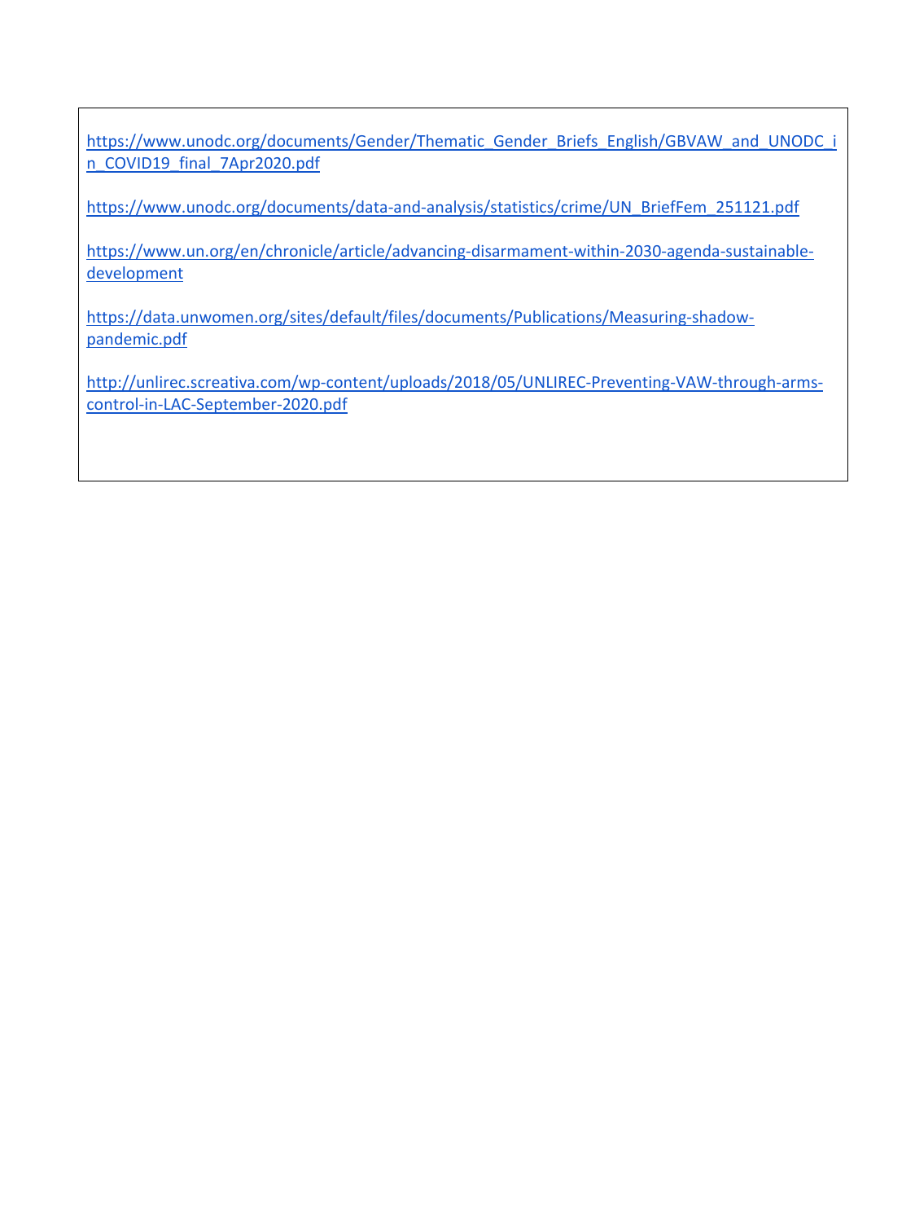https://www.unodc.org/documents/Gender/Thematic_Gender_Briefs_English/GBVAW_and_UNODC_in_COVID19_final_7Apr2020.pdf

https://www.unodc.org/documents/data-and-analysis/statistics/crime/UN_BriefFem_251121.pdf

https://www.un.org/en/chronicle/article/advancing-disarmament-within-2030-agenda-sustainable-development

https://data.unwomen.org/sites/default/files/documents/Publications/Measuring-shadow-pandemic.pdf

http://unlirec.screativa.com/wp-content/uploads/2018/05/UNLIREC-Preventing-VAW-through-arms-control-in-LAC-September-2020.pdf